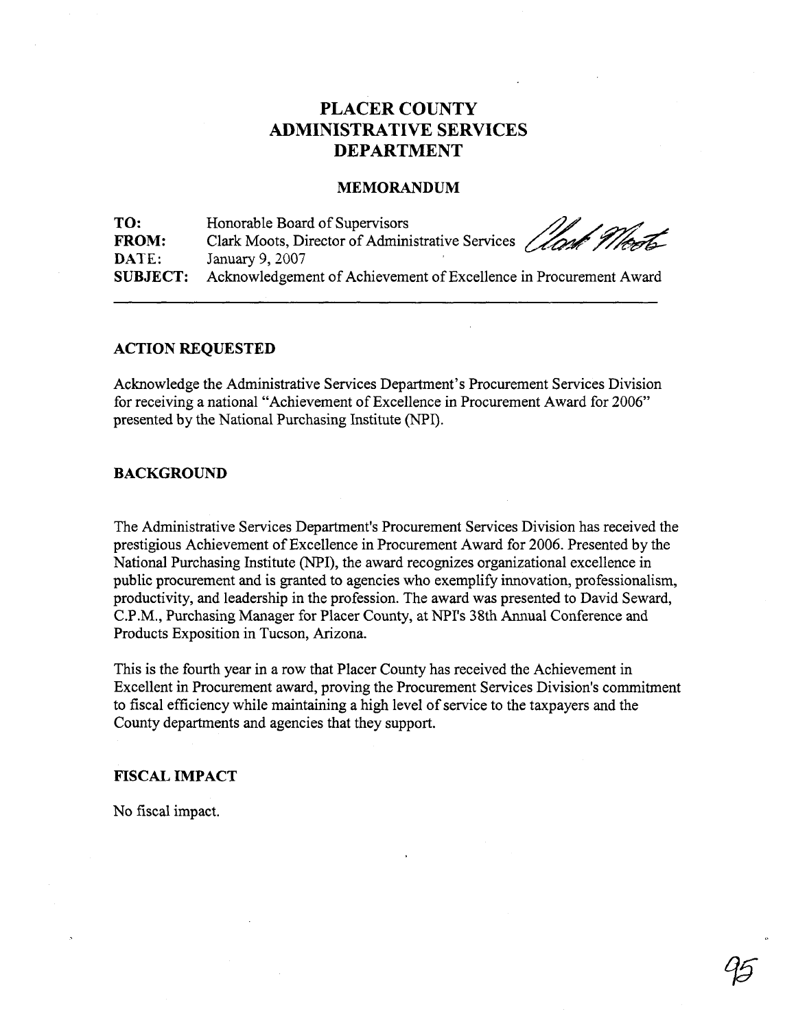# PLACER COUNTY
# ADMINISTRATIVE SERVICES
# DEPARTMENT

## MEMORANDUM

**TO:** Honorable Board of Supervisors
**FROM:** Clark Moots, Director of Administrative Services
**DATE:** January 9, 2007
**SUBJECT:** Acknowledgement of Achievement of Excellence in Procurement Award

---

### ACTION REQUESTED

Acknowledge the Administrative Services Department's Procurement Services Division for receiving a national "Achievement of Excellence in Procurement Award for 2006" presented by the National Purchasing Institute (NPI).

### BACKGROUND

The Administrative Services Department's Procurement Services Division has received the prestigious Achievement of Excellence in Procurement Award for 2006. Presented by the National Purchasing Institute (NPI), the award recognizes organizational excellence in public procurement and is granted to agencies who exemplify innovation, professionalism, productivity, and leadership in the profession. The award was presented to David Seward, C.P.M., Purchasing Manager for Placer County, at NPI's 38th Annual Conference and Products Exposition in Tucson, Arizona.

This is the fourth year in a row that Placer County has received the Achievement in Excellent in Procurement award, proving the Procurement Services Division's commitment to fiscal efficiency while maintaining a high level of service to the taxpayers and the County departments and agencies that they support.

### FISCAL IMPACT

No fiscal impact.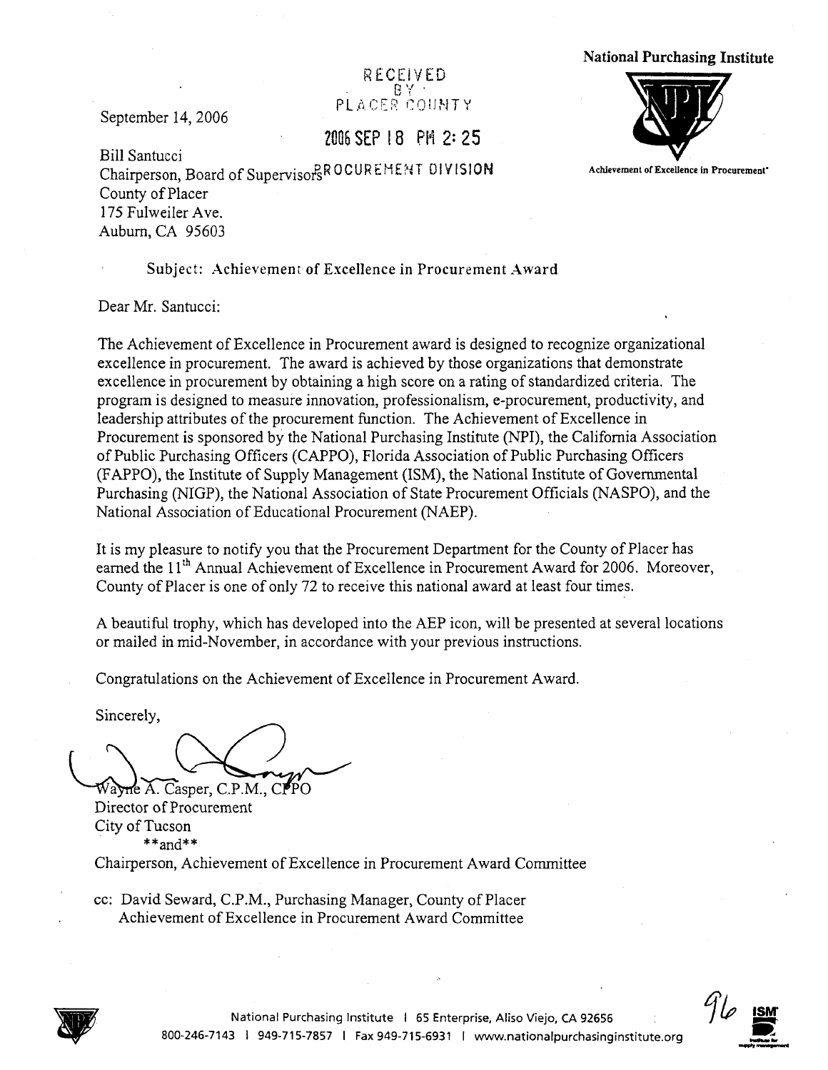National Purchasing Institute

Achievement of Excellence in Procurement®

RECEIVED BY PLACER COUNTY

2006 SEP 18 PM 2:25

PROCUREMENT DIVISION

September 14, 2006

Bill Santucci
Chairperson, Board of Supervisors
County of Placer
175 Fulweiler Ave.
Auburn, CA 95603

Subject: Achievement of Excellence in Procurement Award

Dear Mr. Santucci:

The Achievement of Excellence in Procurement award is designed to recognize organizational excellence in procurement. The award is achieved by those organizations that demonstrate excellence in procurement by obtaining a high score on a rating of standardized criteria. The program is designed to measure innovation, professionalism, e-procurement, productivity, and leadership attributes of the procurement function. The Achievement of Excellence in Procurement is sponsored by the National Purchasing Institute (NPI), the California Association of Public Purchasing Officers (CAPPO), Florida Association of Public Purchasing Officers (FAPPO), the Institute of Supply Management (ISM), the National Institute of Governmental Purchasing (NIGP), the National Association of State Procurement Officials (NASPO), and the National Association of Educational Procurement (NAEP).

It is my pleasure to notify you that the Procurement Department for the County of Placer has earned the 11th Annual Achievement of Excellence in Procurement Award for 2006. Moreover, County of Placer is one of only 72 to receive this national award at least four times.

A beautiful trophy, which has developed into the AEP icon, will be presented at several locations or mailed in mid-November, in accordance with your previous instructions.

Congratulations on the Achievement of Excellence in Procurement Award.

Sincerely,

Wayne A. Casper, C.P.M., CPPO
Director of Procurement
City of Tucson
\*\*and\*\*
Chairperson, Achievement of Excellence in Procurement Award Committee

cc: David Seward, C.P.M., Purchasing Manager, County of Placer
Achievement of Excellence in Procurement Award Committee

National Purchasing Institute | 65 Enterprise, Aliso Viejo, CA 92656
800-246-7143 | 949-715-7857 | Fax 949-715-6931 | www.nationalpurchasinginstitute.org